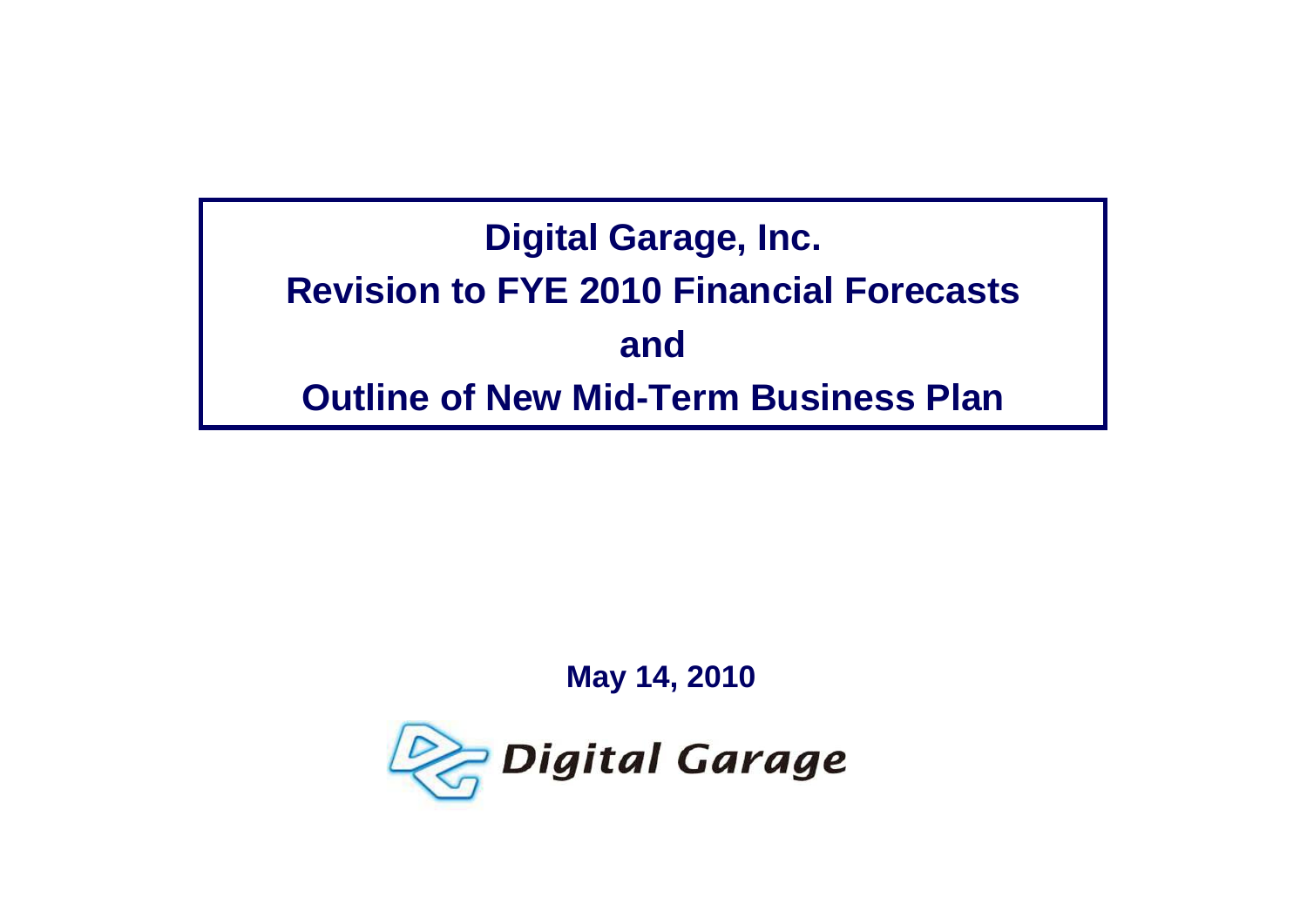# Digital Garage, Inc.

# Revision to FYE 2010 Financial Forecasts

# and

# Outline of New Mid-Term Business Plan

**May 14, 2010**

Digital Garage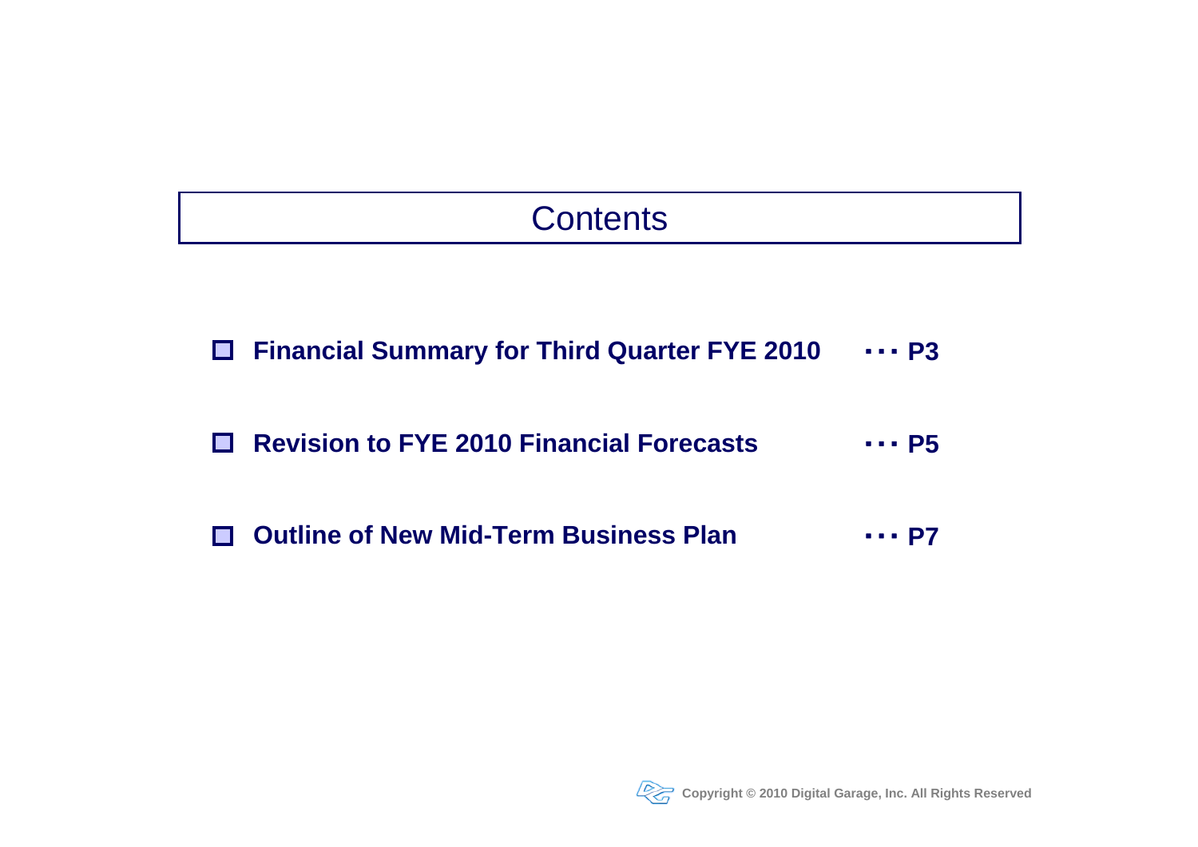# Contents

- **Financial Summary for Third Quarter FYE 2010** ・・・ **P3**
- **Revision to FYE 2010 Financial Forecasts** ・・・ **P5**
- **Outline of New Mid-Term Business Plan** ・・・ **P7**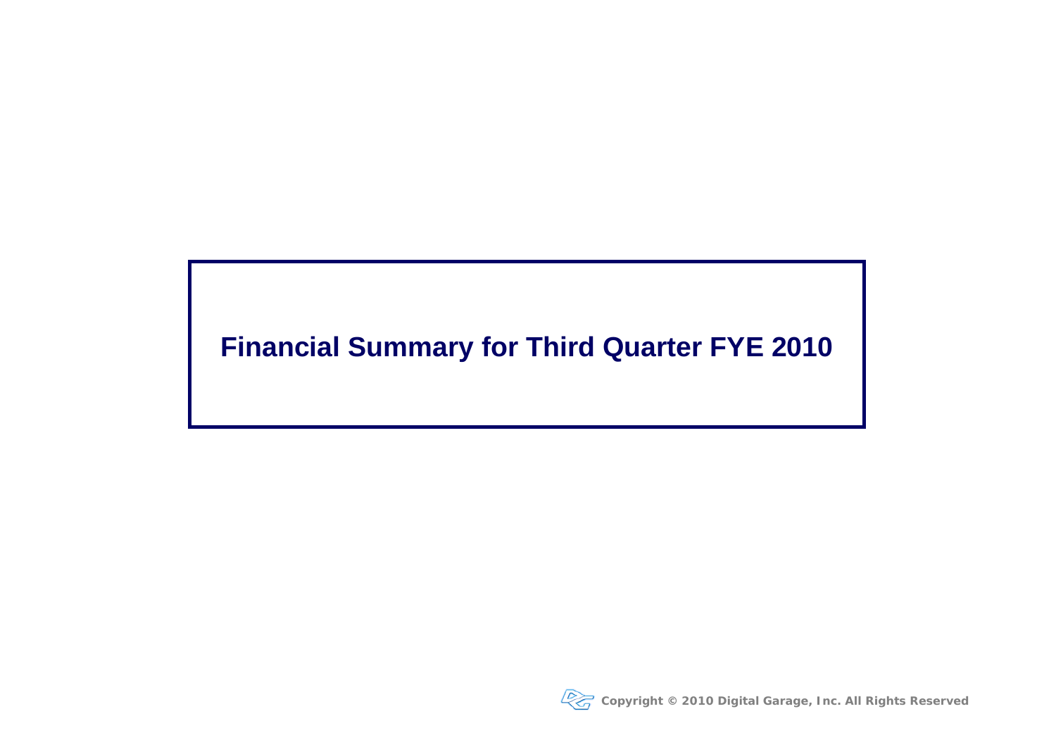# Financial Summary for Third Quarter FYE 2010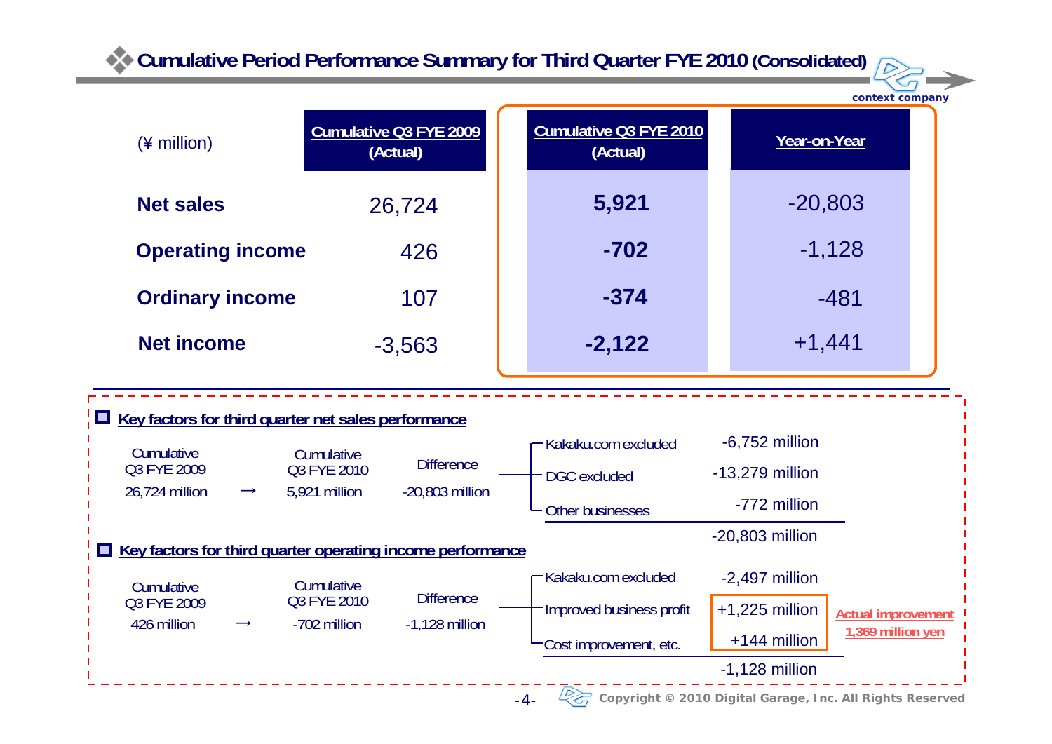## Cumulative Period Performance Summary for Third Quarter FYE 2010 (Consolidated)

| (¥ million) | Cumulative Q3 FYE 2009 (Actual) | Cumulative Q3 FYE 2010 (Actual) | Year-on-Year |
|---|---|---|---|
| **Net sales** | 26,724 | **5,921** | -20,803 |
| **Operating income** | 426 | **-702** | -1,128 |
| **Ordinary income** | 107 | **-374** | -481 |
| **Net income** | -3,563 | **-2,122** | +1,441 |

### Key factors for third quarter net sales performance

| Cumulative Q3 FYE 2009 | | Cumulative Q3 FYE 2010 | Difference |
|---|---|---|---|
| 26,724 million | → | 5,921 million | -20,803 million |

| Factor | Amount |
|---|---|
| Kakaku.com excluded | -6,752 million |
| DGC excluded | -13,279 million |
| Other businesses | -772 million |
| | -20,803 million |

### Key factors for third quarter operating income performance

| Cumulative Q3 FYE 2009 | | Cumulative Q3 FYE 2010 | Difference |
|---|---|---|---|
| 426 million | → | -702 million | -1,128 million |

| Factor | Amount |
|---|---|
| Kakaku.com excluded | -2,497 million |
| Improved business profit | +1,225 million |
| Cost improvement, etc. | +144 million |
| | -1,128 million |

Actual improvement 1,369 million yen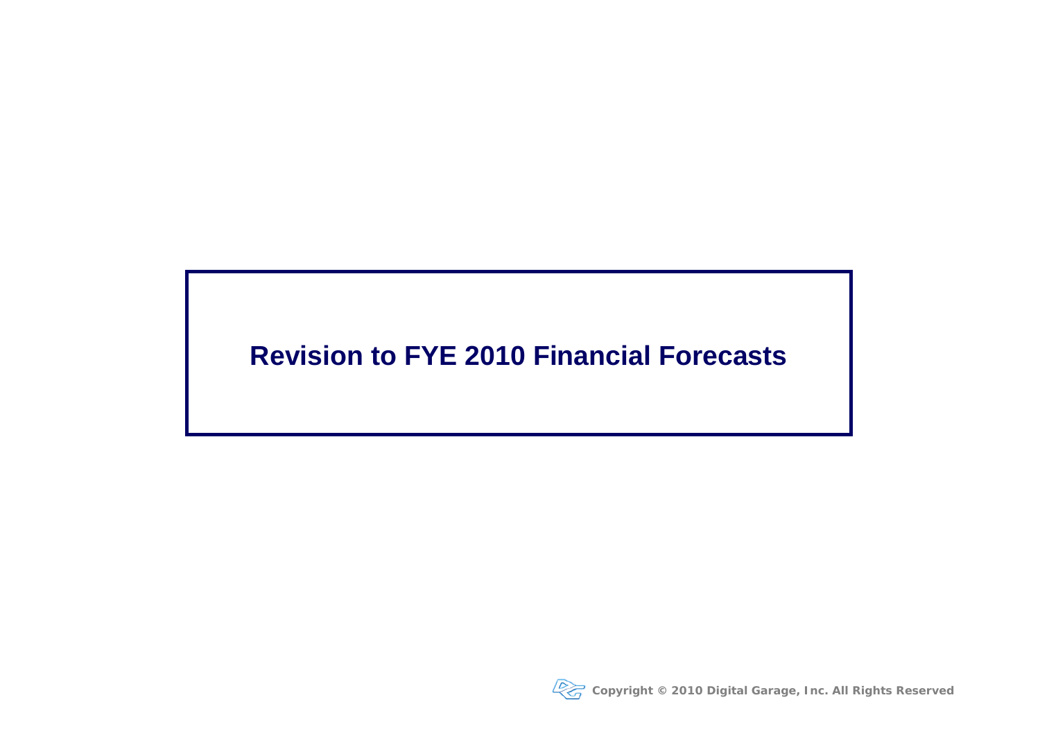# Revision to FYE 2010 Financial Forecasts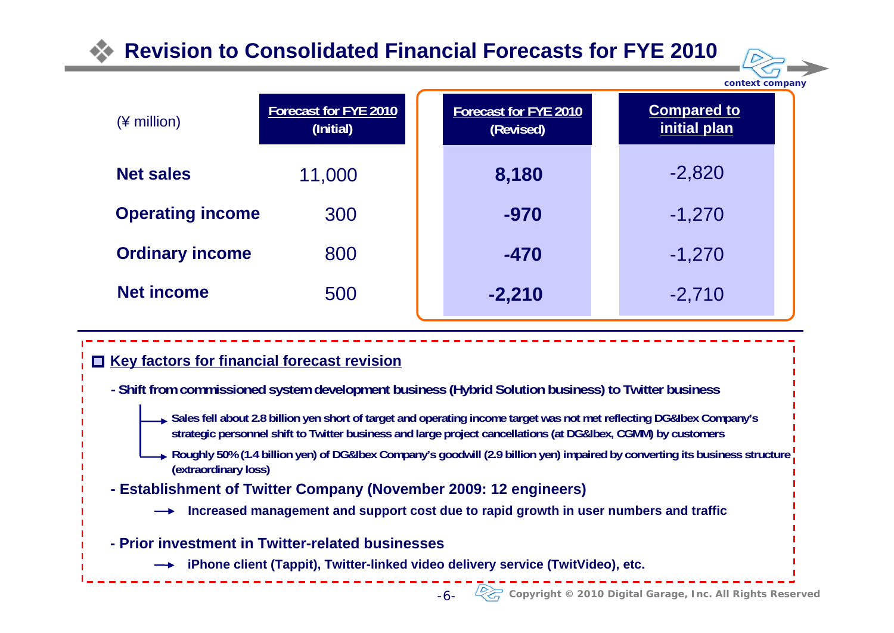# Revision to Consolidated Financial Forecasts for FYE 2010

| (¥ million) | Forecast for FYE 2010 (Initial) | Forecast for FYE 2010 (Revised) | Compared to initial plan |
|---|---|---|---|
| **Net sales** | 11,000 | **8,180** | -2,820 |
| **Operating income** | 300 | **-970** | -1,270 |
| **Ordinary income** | 800 | **-470** | -1,270 |
| **Net income** | 500 | **-2,210** | -2,710 |

## Key factors for financial forecast revision

- **Shift from commissioned system development business (Hybrid Solution business) to Twitter business**
  - → **Sales fell about 2.8 billion yen short of target and operating income target was not met reflecting DG&Ibex Company's strategic personnel shift to Twitter business and large project cancellations (at DG&Ibex, CGMM) by customers**
  - → **Roughly 50% (1.4 billion yen) of DG&Ibex Company's goodwill (2.9 billion yen) impaired by converting its business structure (extraordinary loss)**
- **Establishment of Twitter Company (November 2009: 12 engineers)**
  - → **Increased management and support cost due to rapid growth in user numbers and traffic**
- **Prior investment in Twitter-related businesses**
  - → **iPhone client (Tappit), Twitter-linked video delivery service (TwitVideo), etc.**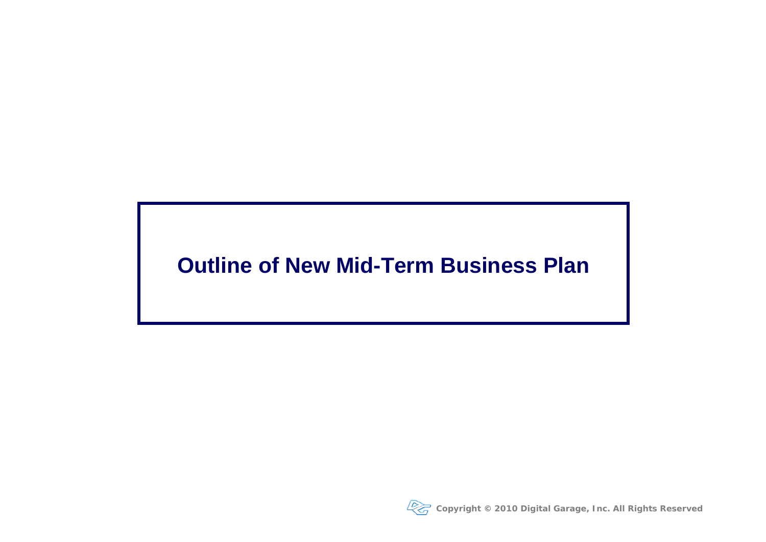# Outline of New Mid-Term Business Plan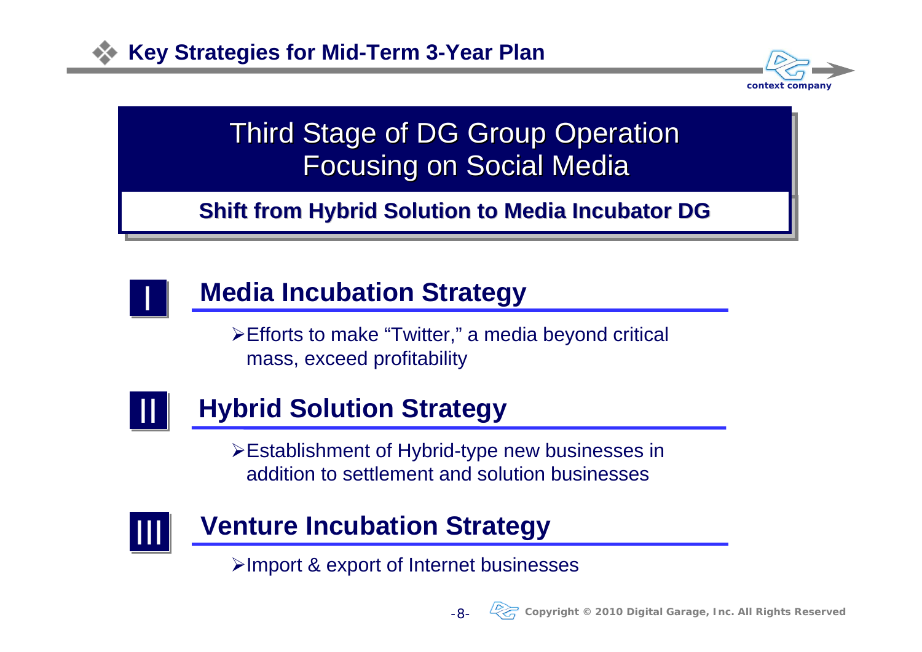# Key Strategies for Mid-Term 3-Year Plan

## Third Stage of DG Group Operation Focusing on Social Media

**Shift from Hybrid Solution to Media Incubator DG**

### I Media Incubation Strategy

- Efforts to make "Twitter," a media beyond critical mass, exceed profitability

### II Hybrid Solution Strategy

- Establishment of Hybrid-type new businesses in addition to settlement and solution businesses

### III Venture Incubation Strategy

- Import & export of Internet businesses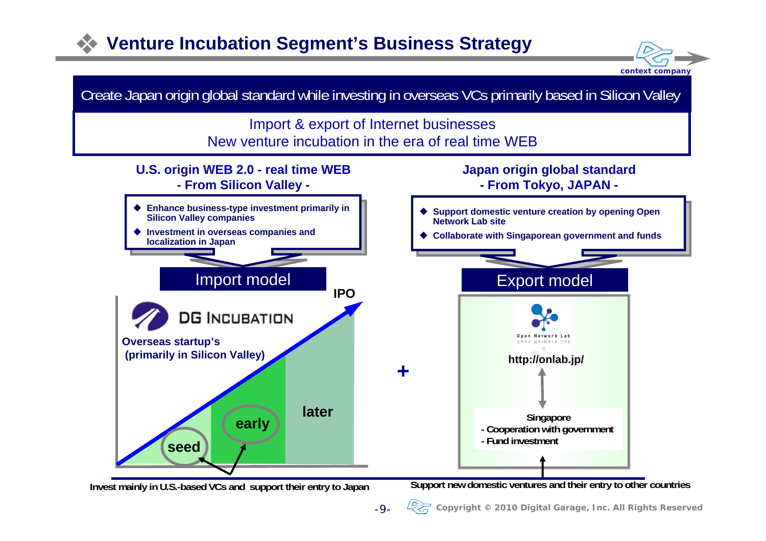# Venture Incubation Segment's Business Strategy

context company

**Create Japan origin global standard while investing in overseas VCs primarily based in Silicon Valley**

Import & export of Internet businesses
New venture incubation in the era of real time WEB

## U.S. origin WEB 2.0 - real time WEB
### - From Silicon Valley -

- Enhance business-type investment primarily in Silicon Valley companies
- Investment in overseas companies and localization in Japan

**Import model**

DG INCUBATION

Overseas startup's (primarily in Silicon Valley)

seed / early / later / IPO

Invest mainly in U.S.-based VCs and support their entry to Japan

**+**

## Japan origin global standard
### - From Tokyo, JAPAN -

- Support domestic venture creation by opening Open Network Lab site
- Collaborate with Singaporean government and funds

**Export model**

Open Network Lab

http://onlab.jp/

Singapore
- Cooperation with government
- Fund investment

Support new domestic ventures and their entry to other countries

Copyright © 2010 Digital Garage, Inc. All Rights Reserved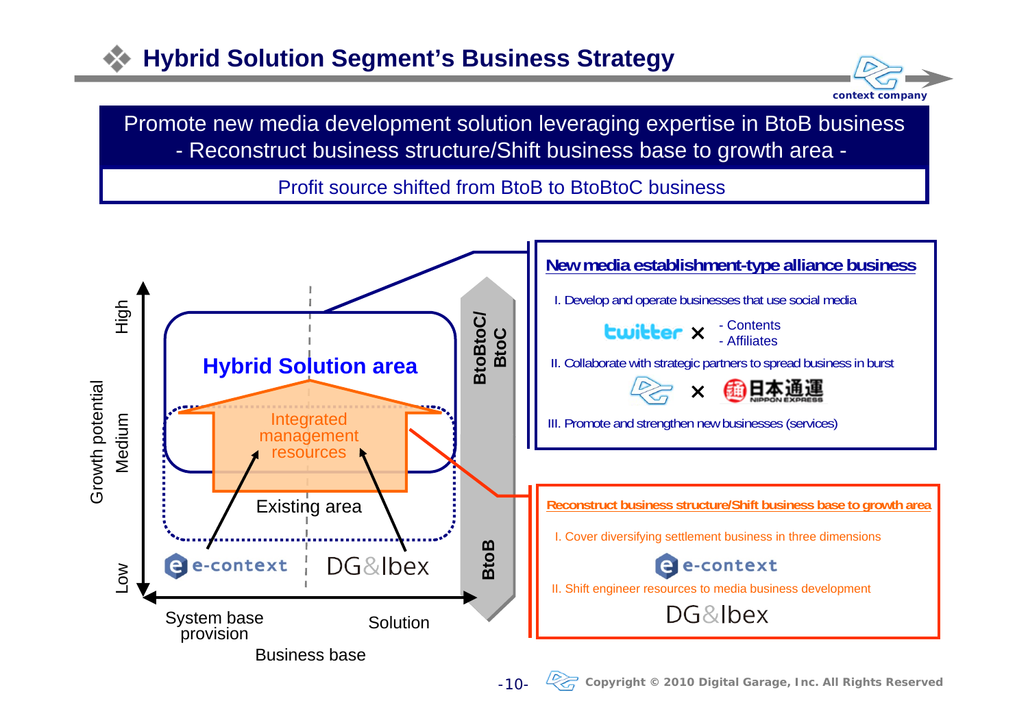# Hybrid Solution Segment's Business Strategy

**Promote new media development solution leveraging expertise in BtoB business**
**- Reconstruct business structure/Shift business base to growth area -**

Profit source shifted from BtoB to BtoBtoC business

Growth potential: High / Medium / Low

Hybrid Solution area

Integrated management resources

Existing area

e-context | DG&Ibex

System base provision | Solution

Business base

BtoBtoC/BtoC

BtoB

## New media establishment-type alliance business

I. Develop and operate businesses that use social media

twitter × - Contents - Affiliates

II. Collaborate with strategic partners to spread business in burst

× 日本通運 NIPPON EXPRESS

III. Promote and strengthen new businesses (services)

## Reconstruct business structure/Shift business base to growth area

I. Cover diversifying settlement business in three dimensions

e-context

II. Shift engineer resources to media business development

DG&Ibex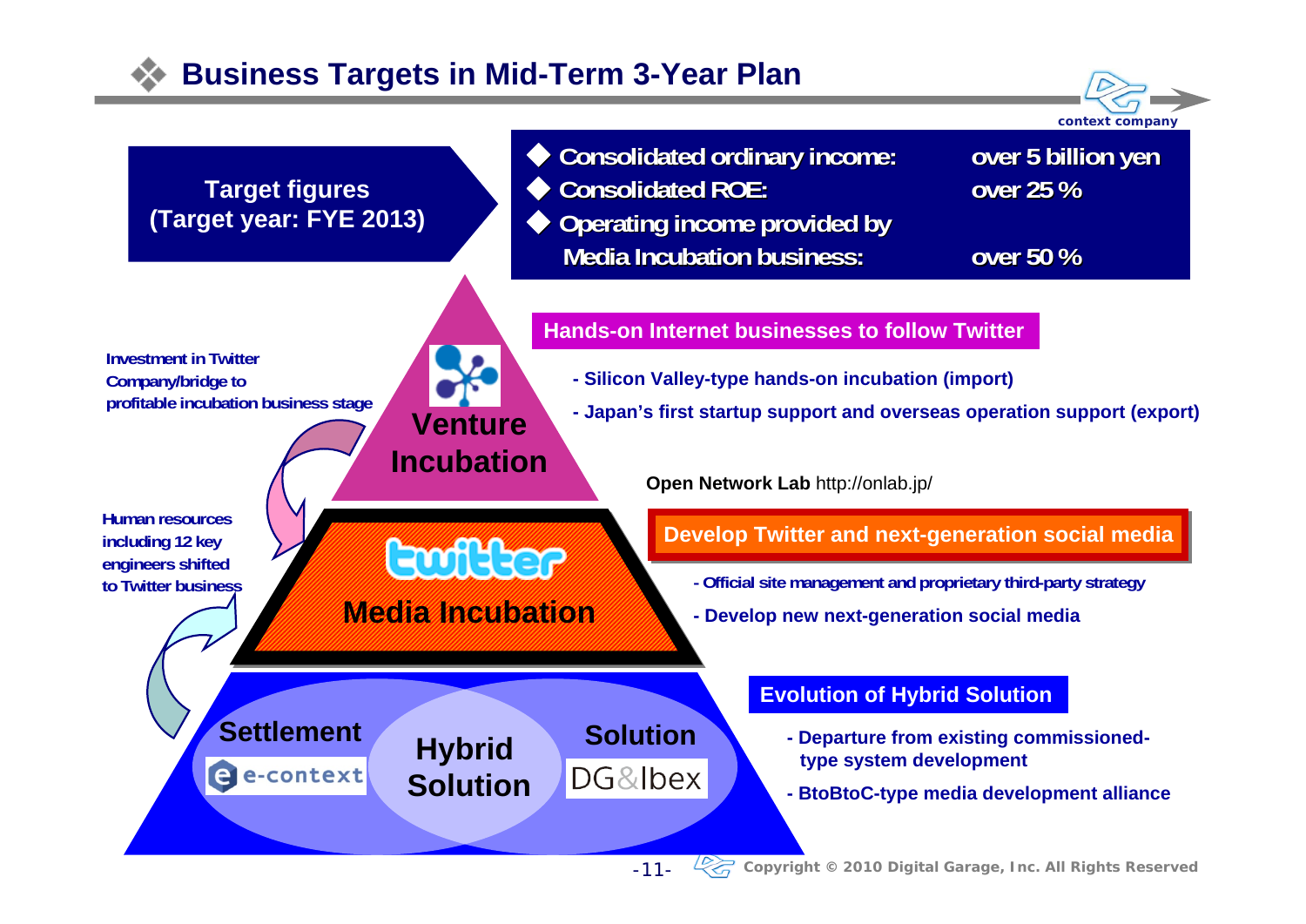# Business Targets in Mid-Term 3-Year Plan

**Target figures (Target year: FYE 2013)**

| | |
|---|---|
| ◆ Consolidated ordinary income: | over 5 billion yen |
| ◆ Consolidated ROE: | over 25 % |
| ◆ Operating income provided by Media Incubation business: | over 50 % |

## Venture Incubation

**Hands-on Internet businesses to follow Twitter**

- Silicon Valley-type hands-on incubation (import)
- Japan's first startup support and overseas operation support (export)

**Open Network Lab** http://onlab.jp/

Investment in Twitter Company/bridge to profitable incubation business stage

## Media Incubation

twitter

**Develop Twitter and next-generation social media**

- Official site management and proprietary third-party strategy
- Develop new next-generation social media

Human resources including 12 key engineers shifted to Twitter business

## Hybrid Solution

Settlement — e-context

Solution — DG&Ibex

**Evolution of Hybrid Solution**

- Departure from existing commissioned-type system development
- BtoBtoC-type media development alliance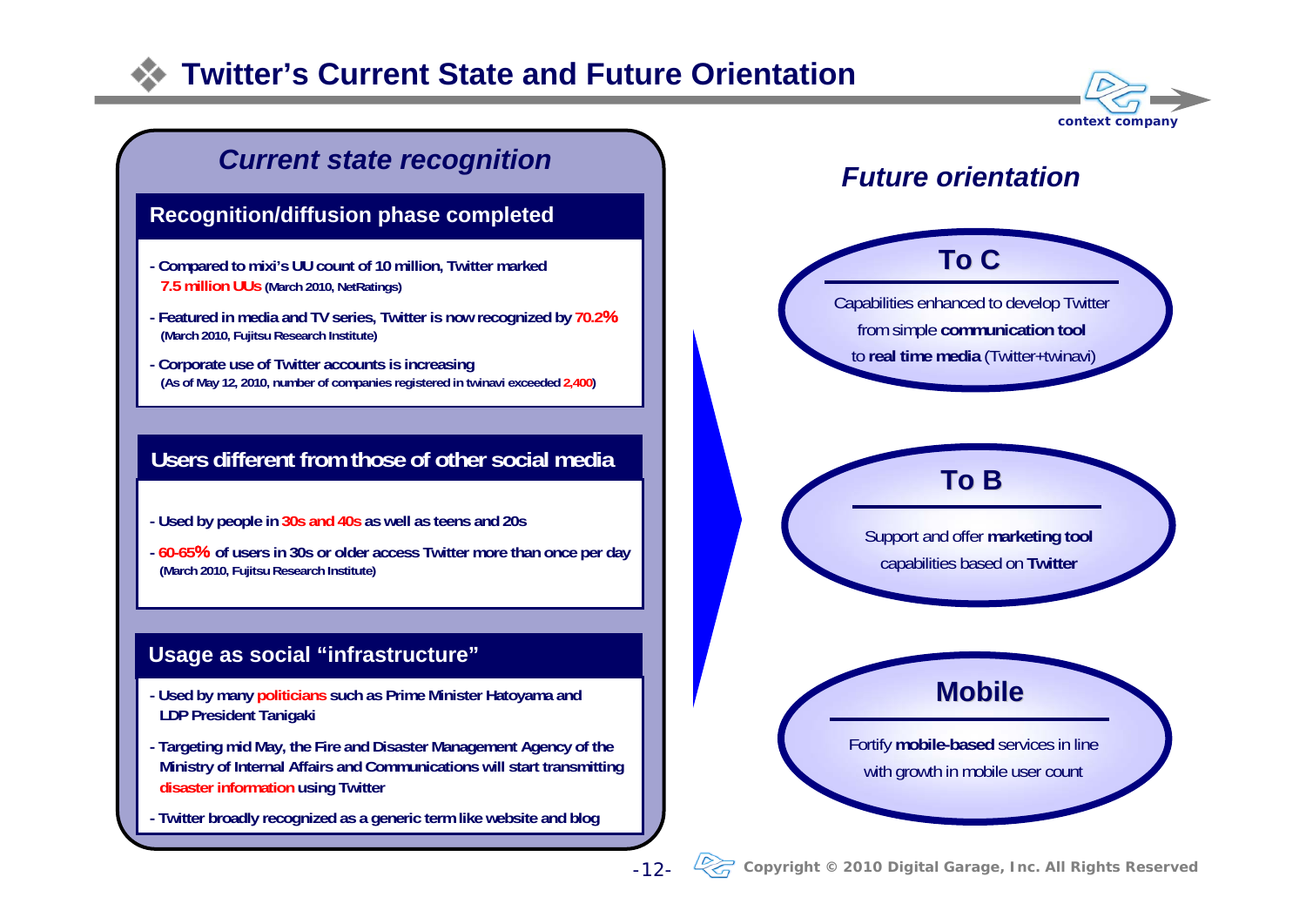# Twitter's Current State and Future Orientation

## *Current state recognition*

### Recognition/diffusion phase completed

- Compared to mixi's UU count of 10 million, Twitter marked **7.5 million UUs** (March 2010, NetRatings)
- Featured in media and TV series, Twitter is now recognized by **70.2%** (March 2010, Fujitsu Research Institute)
- Corporate use of Twitter accounts is increasing (As of May 12, 2010, number of companies registered in twinavi exceeded **2,400**)

### Users different from those of other social media

- Used by people in **30s and 40s** as well as teens and 20s
- **60-65%** of users in 30s or older access Twitter more than once per day (March 2010, Fujitsu Research Institute)

### Usage as social "infrastructure"

- Used by many **politicians** such as Prime Minister Hatoyama and LDP President Tanigaki
- Targeting mid May, the Fire and Disaster Management Agency of the Ministry of Internal Affairs and Communications will start transmitting **disaster information** using Twitter
- Twitter broadly recognized as a generic term like website and blog

## *Future orientation*

### To C

Capabilities enhanced to develop Twitter from simple **communication tool** to **real time media** (Twitter+twinavi)

### To B

Support and offer **marketing tool** capabilities based on **Twitter**

### Mobile

Fortify **mobile-based** services in line with growth in mobile user count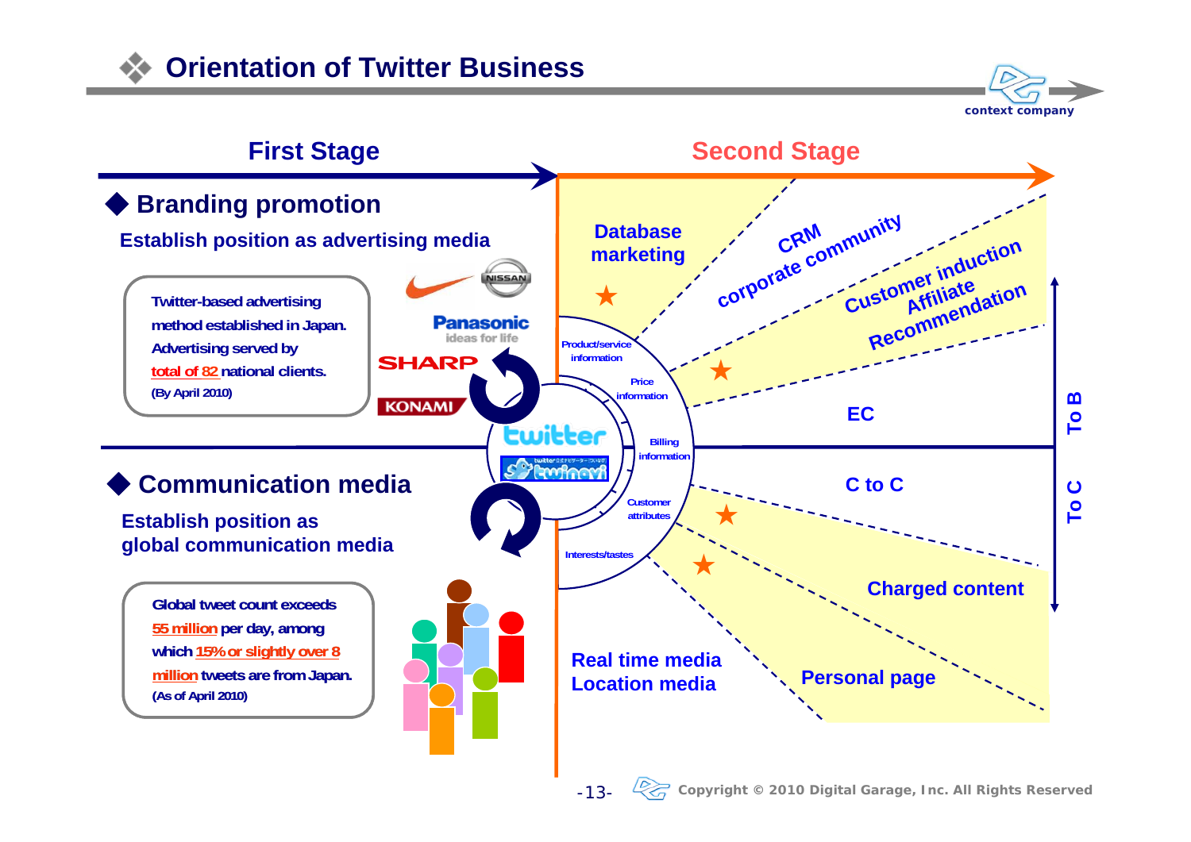# Orientation of Twitter Business

context company

## First Stage

### Branding promotion

**Establish position as advertising media**

Twitter-based advertising method established in Japan. Advertising served by total of 82 national clients.
(By April 2010)

NISSAN, Panasonic ideas for life, SHARP, KONAMI

### Communication media

**Establish position as global communication media**

Global tweet count exceeds 55 million per day, among which 15% or slightly over 8 million tweets are from Japan.
(As of April 2010)

twitter
twinavi

## Second Stage

- Database marketing
- CRM corporate community
- Customer induction Affiliate Recommendation
- EC
- C to C
- Charged content
- Personal page
- Real time media Location media

Product/service information
Price information
Billing information
Customer attributes
Interests/tastes

To B
To C

Copyright © 2010 Digital Garage, Inc. All Rights Reserved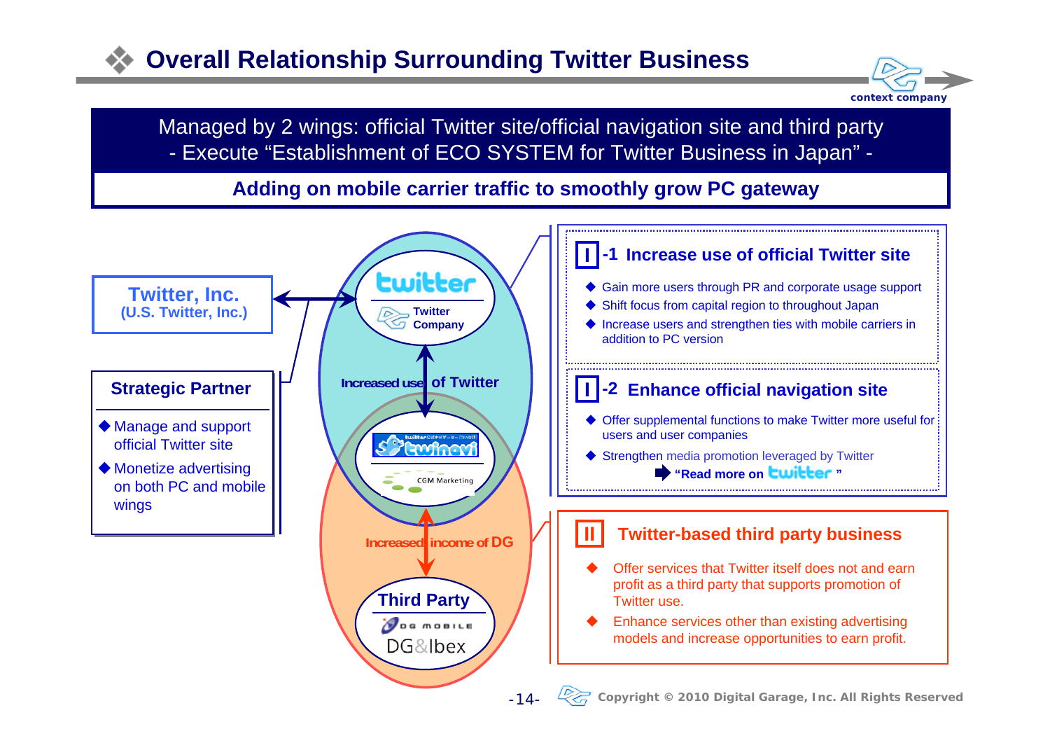# Overall Relationship Surrounding Twitter Business

context company

**Managed by 2 wings: official Twitter site/official navigation site and third party**
**- Execute "Establishment of ECO SYSTEM for Twitter Business in Japan" -**

**Adding on mobile carrier traffic to smoothly grow PC gateway**

**Twitter, Inc.**
**(U.S. Twitter, Inc.)**

**Strategic Partner**

- Manage and support official Twitter site
- Monetize advertising on both PC and mobile wings

twitter
Twitter Company

Increased use of Twitter

twinavi
CGM Marketing

Increased income of DG

**Third Party**
DG MOBILE
DG&Ibex

## I-1 Increase use of official Twitter site

- Gain more users through PR and corporate usage support
- Shift focus from capital region to throughout Japan
- Increase users and strengthen ties with mobile carriers in addition to PC version

## I-2 Enhance official navigation site

- Offer supplemental functions to make Twitter more useful for users and user companies
- Strengthen media promotion leveraged by Twitter

➡ **"Read more on twitter"**

## II Twitter-based third party business

- Offer services that Twitter itself does not and earn profit as a third party that supports promotion of Twitter use.
- Enhance services other than existing advertising models and increase opportunities to earn profit.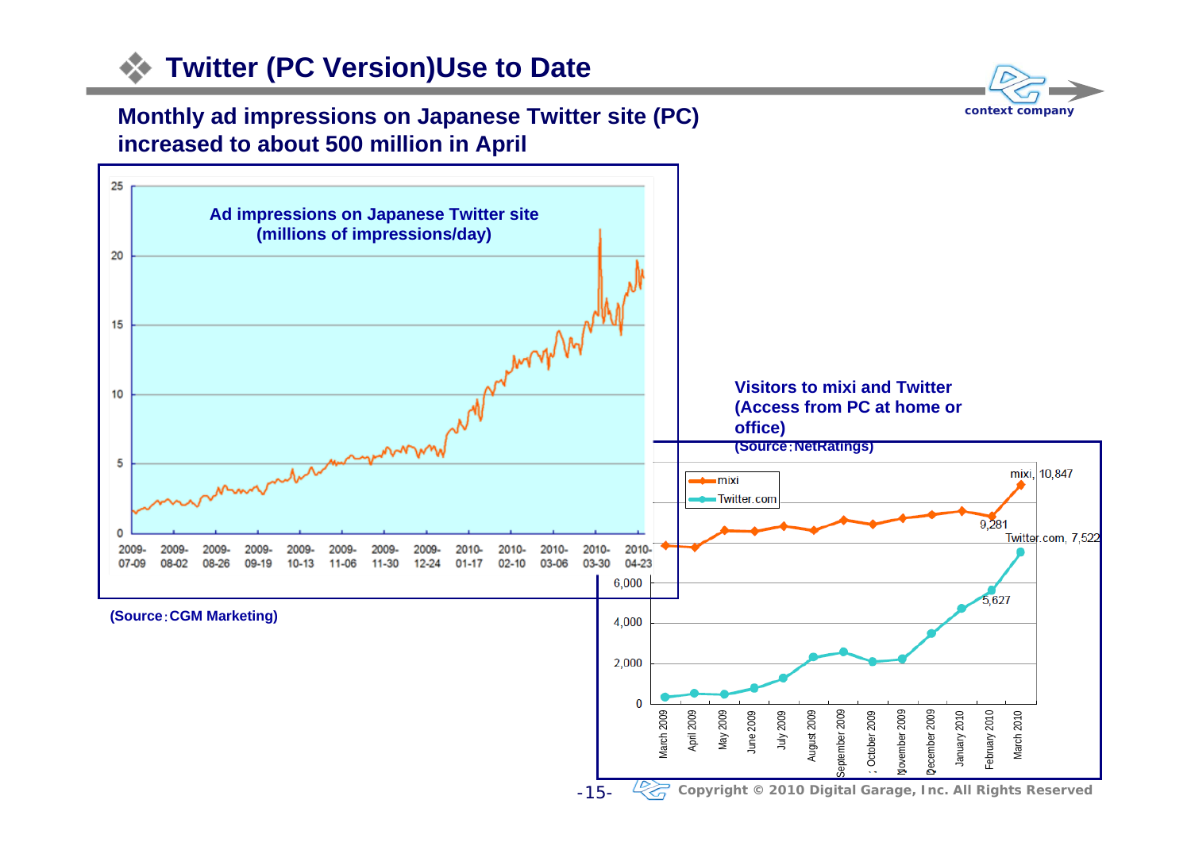# Twitter (PC Version)Use to Date

**Monthly ad impressions on Japanese Twitter site (PC) increased to about 500 million in April**

**Ad impressions on Japanese Twitter site (millions of impressions/day)**

(Source：CGM Marketing)

**Visitors to mixi and Twitter (Access from PC at home or office)**
(Source：NetRatings)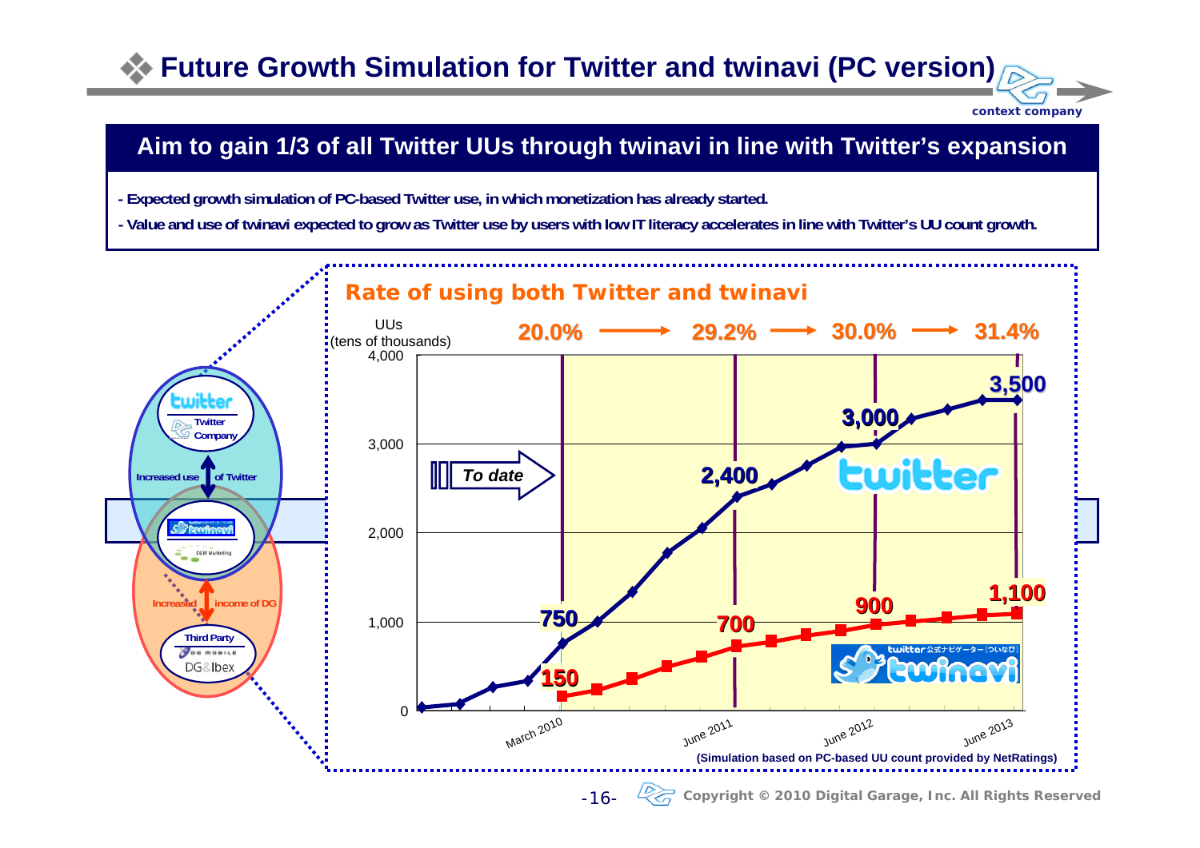# Future Growth Simulation for Twitter and twinavi (PC version)

## Aim to gain 1/3 of all Twitter UUs through twinavi in line with Twitter's expansion

- Expected growth simulation of PC-based Twitter use, in which monetization has already started.
- Value and use of twinavi expected to grow as Twitter use by users with low IT literacy accelerates in line with Twitter's UU count growth.

### Rate of using both Twitter and twinavi

20.0% → 29.2% → 30.0% → 31.4%

UUs (tens of thousands)

| | March 2010 | June 2011 | June 2012 | June 2013 |
|---|---|---|---|---|
| Twitter | 750 | 2,400 | 3,000 | 3,500 |
| twinavi | 150 | 700 | 900 | 1,100 |
| Rate of using both Twitter and twinavi | 20.0% | 29.2% | 30.0% | 31.4% |

To date

Twitter / Twitter Company — Increased use of Twitter — twinavi / CGM Marketing — Increased income of DG — Third Party / DG MOBILE / DG&Ibex

(Simulation based on PC-based UU count provided by NetRatings)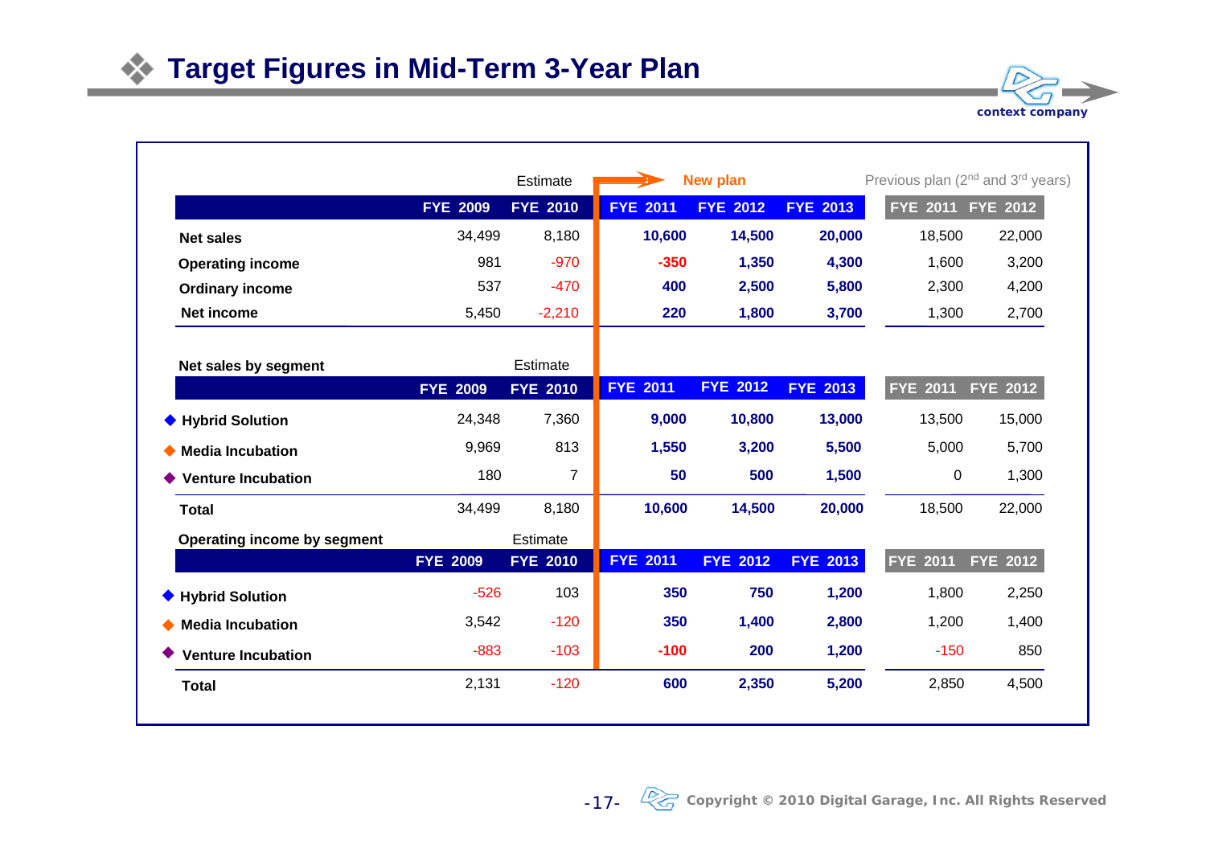# Target Figures in Mid-Term 3-Year Plan

| | FYE 2009 | FYE 2010 (Estimate) | FYE 2011 (New plan) | FYE 2012 (New plan) | FYE 2013 (New plan) | FYE 2011 (Previous plan, 2nd and 3rd years) | FYE 2012 (Previous plan, 2nd and 3rd years) |
|---|---|---|---|---|---|---|---|
| **Net sales** | 34,499 | 8,180 | **10,600** | **14,500** | **20,000** | 18,500 | 22,000 |
| **Operating income** | 981 | -970 | **-350** | **1,350** | **4,300** | 1,600 | 3,200 |
| **Ordinary income** | 537 | -470 | **400** | **2,500** | **5,800** | 2,300 | 4,200 |
| **Net income** | 5,450 | -2,210 | **220** | **1,800** | **3,700** | 1,300 | 2,700 |

**Net sales by segment**

| | FYE 2009 | FYE 2010 (Estimate) | FYE 2011 (New plan) | FYE 2012 (New plan) | FYE 2013 (New plan) | FYE 2011 (Previous plan) | FYE 2012 (Previous plan) |
|---|---|---|---|---|---|---|---|
| ◆ **Hybrid Solution** | 24,348 | 7,360 | **9,000** | **10,800** | **13,000** | 13,500 | 15,000 |
| ◆ **Media Incubation** | 9,969 | 813 | **1,550** | **3,200** | **5,500** | 5,000 | 5,700 |
| ◆ **Venture Incubation** | 180 | 7 | **50** | **500** | **1,500** | 0 | 1,300 |
| **Total** | 34,499 | 8,180 | **10,600** | **14,500** | **20,000** | 18,500 | 22,000 |

**Operating income by segment**

| | FYE 2009 | FYE 2010 (Estimate) | FYE 2011 (New plan) | FYE 2012 (New plan) | FYE 2013 (New plan) | FYE 2011 (Previous plan) | FYE 2012 (Previous plan) |
|---|---|---|---|---|---|---|---|
| ◆ **Hybrid Solution** | -526 | 103 | **350** | **750** | **1,200** | 1,800 | 2,250 |
| ◆ **Media Incubation** | 3,542 | -120 | **350** | **1,400** | **2,800** | 1,200 | 1,400 |
| ◆ **Venture Incubation** | -883 | -103 | **-100** | **200** | **1,200** | -150 | 850 |
| **Total** | 2,131 | -120 | **600** | **2,350** | **5,200** | 2,850 | 4,500 |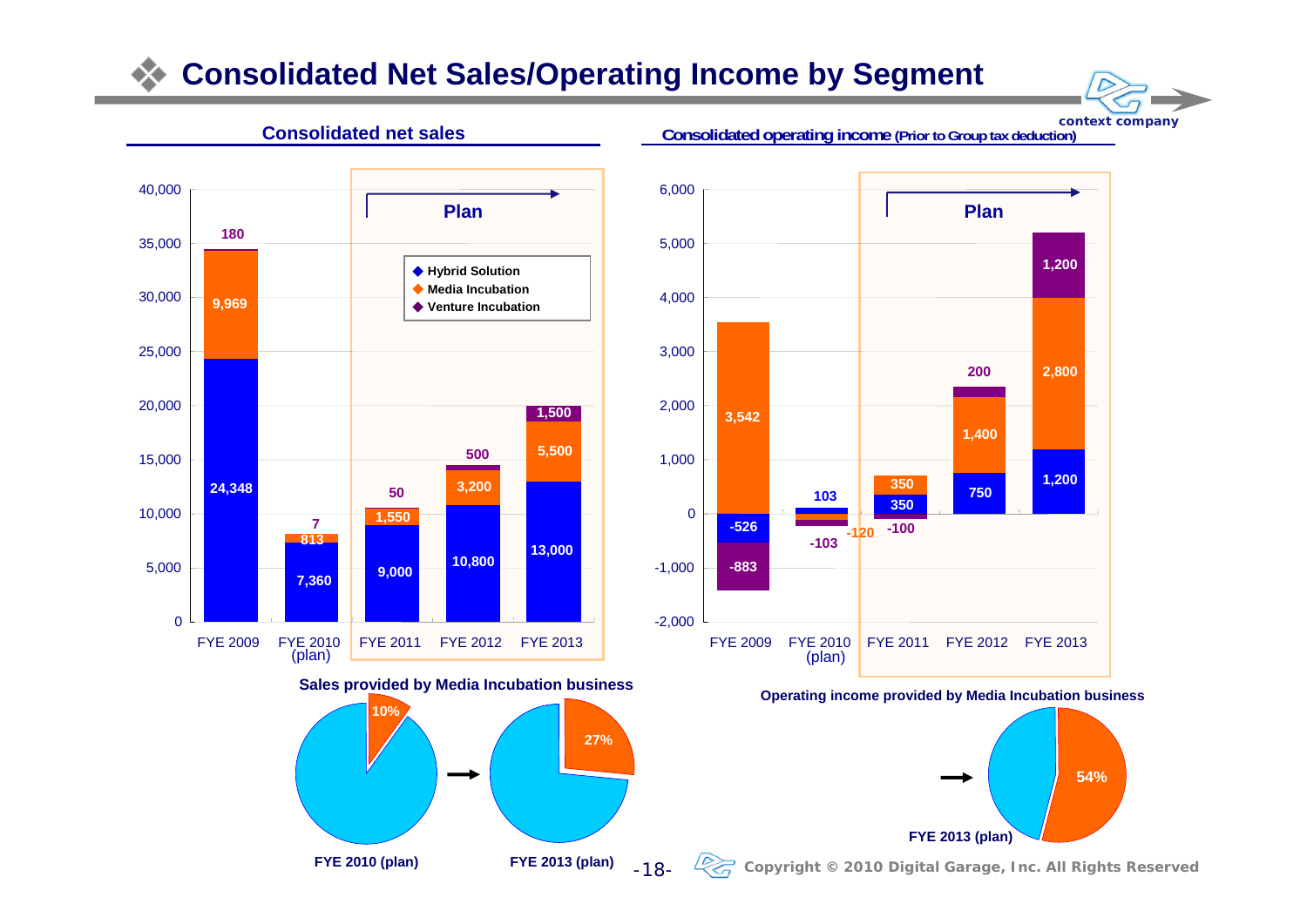# Consolidated Net Sales/Operating Income by Segment

## Consolidated net sales

| | FYE 2009 | FYE 2010 (plan) | FYE 2011 | FYE 2012 | FYE 2013 |
|---|---|---|---|---|---|
| Hybrid Solution | 24,348 | 7,360 | 9,000 | 10,800 | 13,000 |
| Media Incubation | 9,969 | 813 | 1,550 | 3,200 | 5,500 |
| Venture Incubation | 180 | 7 | 50 | 500 | 1,500 |

FYE 2011–FYE 2013: Plan

**Sales provided by Media Incubation business**

FYE 2010 (plan): 10% → FYE 2013 (plan): 27%

## Consolidated operating income (Prior to Group tax deduction)

| | FYE 2009 | FYE 2010 (plan) | FYE 2011 | FYE 2012 | FYE 2013 |
|---|---|---|---|---|---|
| Hybrid Solution | -526 | 103 | 350 | 750 | 1,200 |
| Media Incubation | 3,542 | -120 | 350 | 1,400 | 2,800 |
| Venture Incubation | -883 | -103 | -100 | 200 | 1,200 |

FYE 2011–FYE 2013: Plan

**Operating income provided by Media Incubation business**

→ FYE 2013 (plan): 54%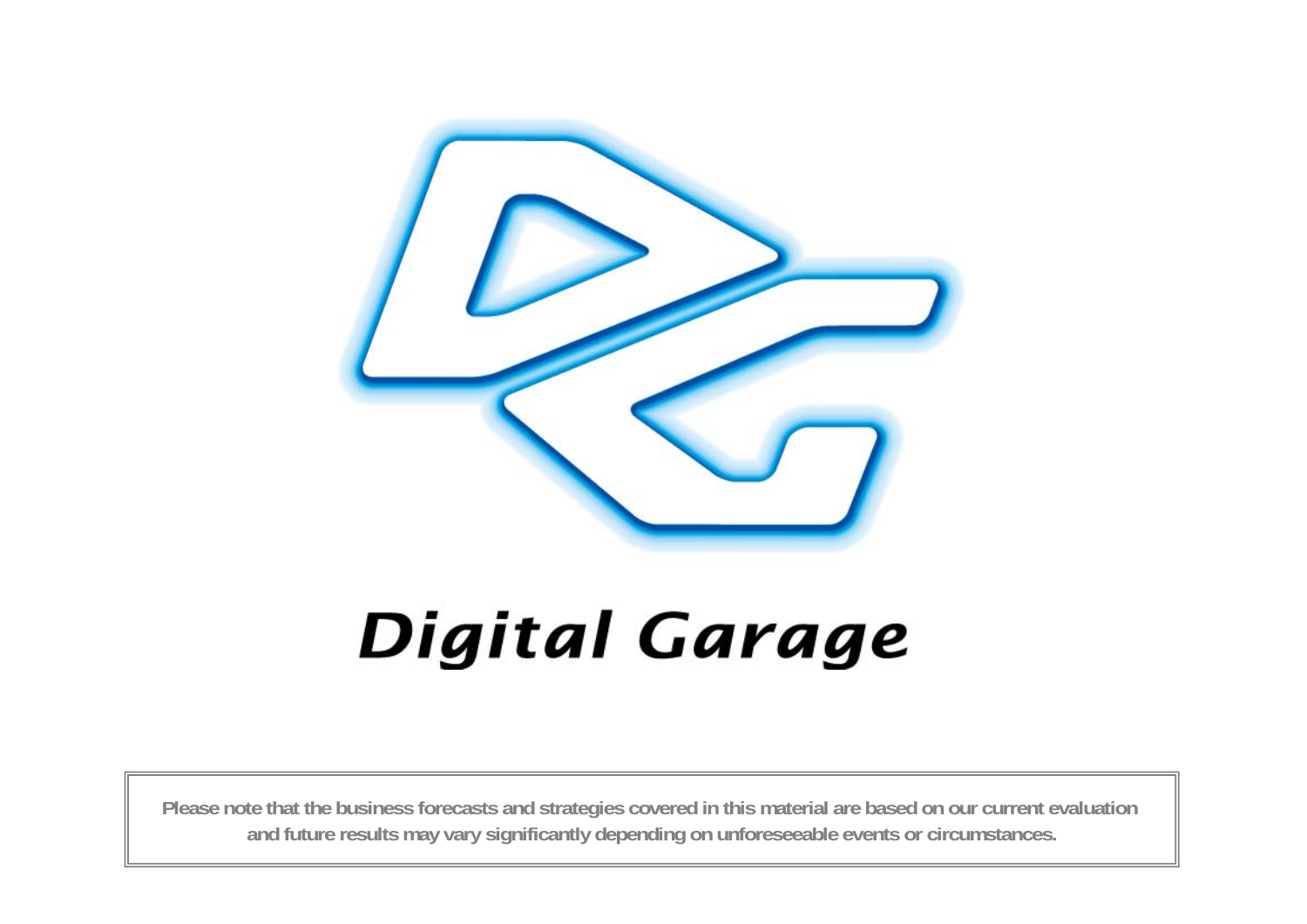Digital Garage

Please note that the business forecasts and strategies covered in this material are based on our current evaluation and future results may vary significantly depending on unforeseeable events or circumstances.